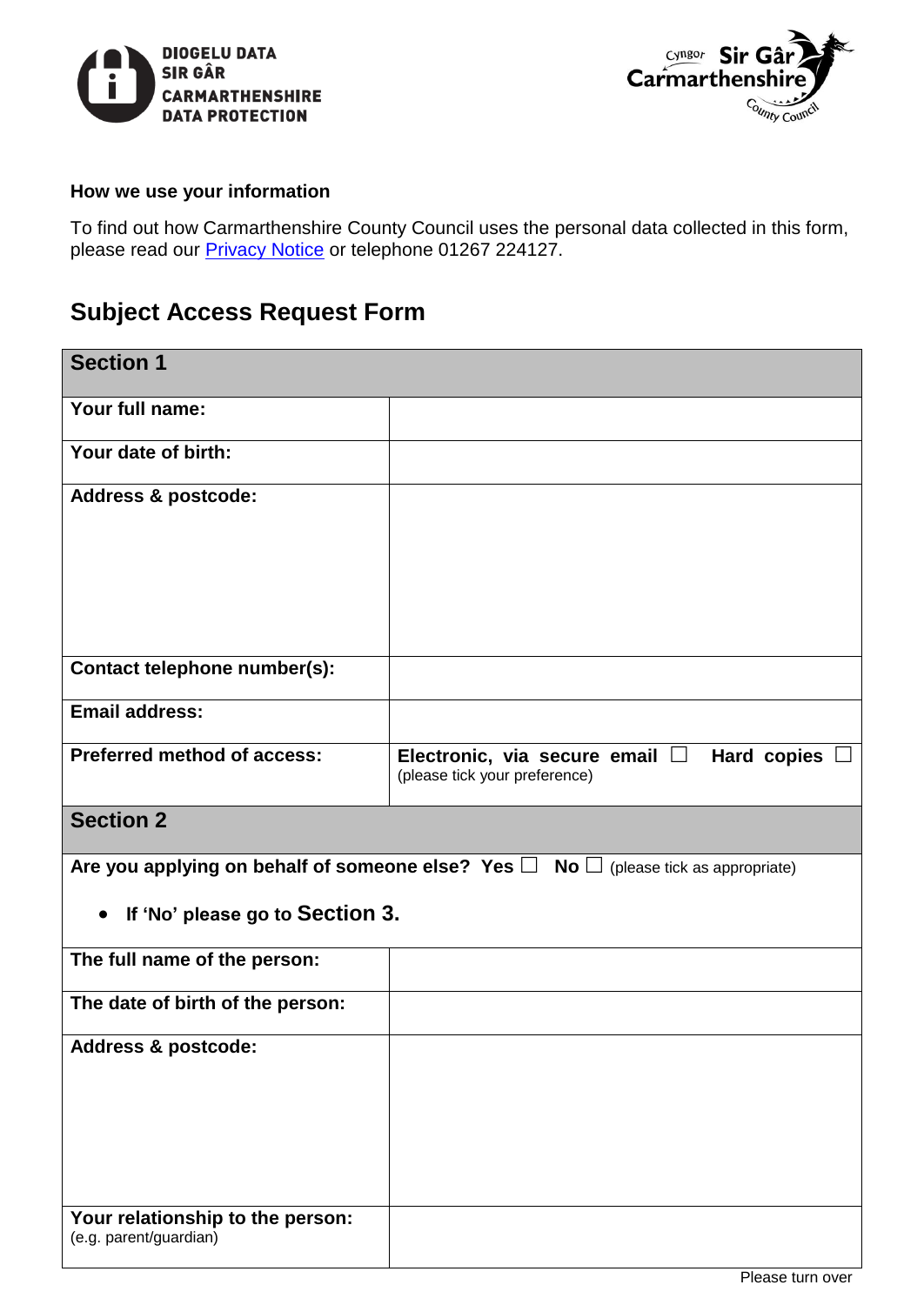DIOGELU DATA
SIR GÂR
CARMARTHENSHIRE
DATA PROTECTION

Cyngor Sir Gâr
Carmarthenshire
County Council

**How we use your information**

To find out how Carmarthenshire County Council uses the personal data collected in this form, please read our Privacy Notice or telephone 01267 224127.

## Subject Access Request Form

| **Section 1** | |
|---|---|
| **Your full name:** | |
| **Your date of birth:** | |
| **Address & postcode:** | |
| **Contact telephone number(s):** | |
| **Email address:** | |
| **Preferred method of access:** | **Electronic, via secure email** ☐ **Hard copies** ☐ (please tick your preference) |
| **Section 2** | |
| **Are you applying on behalf of someone else? Yes** ☐ **No** ☐ (please tick as appropriate)<br>• **If 'No' please go to Section 3.** | |
| **The full name of the person:** | |
| **The date of birth of the person:** | |
| **Address & postcode:** | |
| **Your relationship to the person:** (e.g. parent/guardian) | |

Please turn over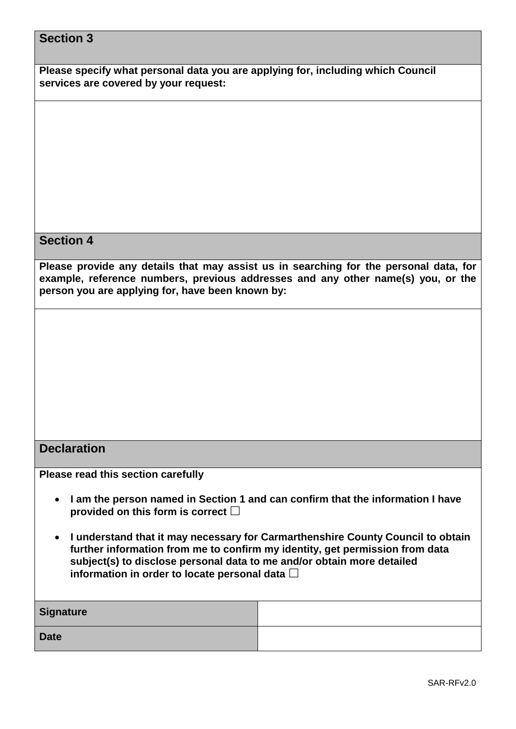## Section 3

**Please specify what personal data you are applying for, including which Council services are covered by your request:**

## Section 4

**Please provide any details that may assist us in searching for the personal data, for example, reference numbers, previous addresses and any other name(s) you, or the person you are applying for, have been known by:**

## Declaration

**Please read this section carefully**

- **I am the person named in Section 1 and can confirm that the information I have provided on this form is correct** ☐
- **I understand that it may necessary for Carmarthenshire County Council to obtain further information from me to confirm my identity, get permission from data subject(s) to disclose personal data to me and/or obtain more detailed information in order to locate personal data** ☐

| | |
|---|---|
| **Signature** | |
| **Date** | |

SAR-RFv2.0